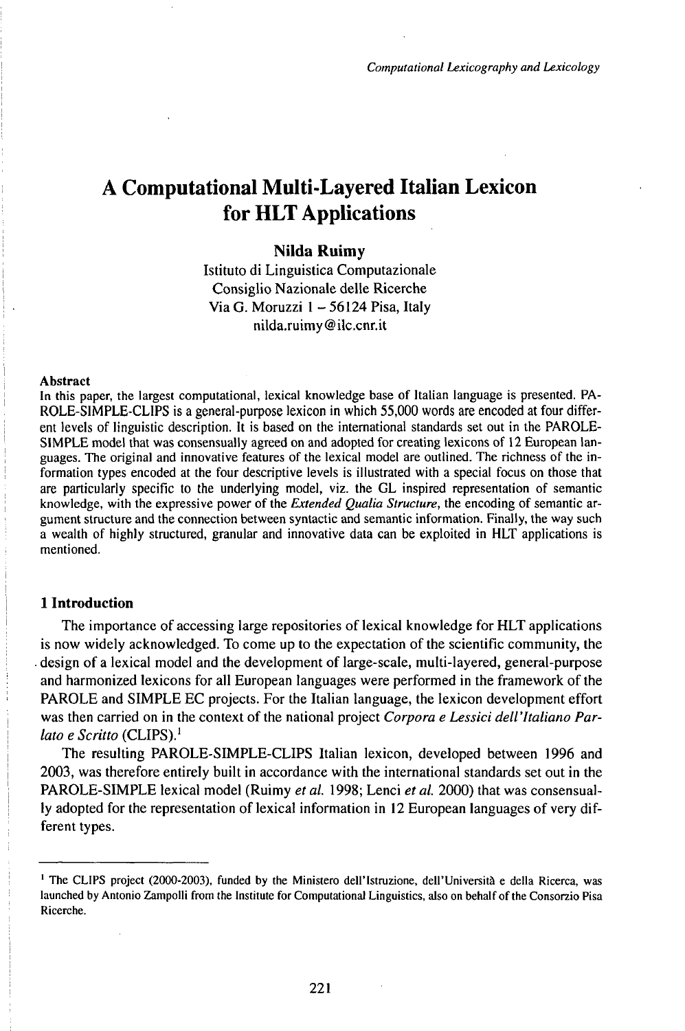# A Computational Multi-Layered Italian Lexicon for HLT Applications

**Nilda Ruimy**

Istituto di Linguistica Computazionale
Consiglio Nazionale delle Ricerche
Via G. Moruzzi 1 – 56124 Pisa, Italy
nilda.ruimy@ilc.cnr.it

**Abstract**

In this paper, the largest computational, lexical knowledge base of Italian language is presented. PAROLE-SIMPLE-CLIPS is a general-purpose lexicon in which 55,000 words are encoded at four different levels of linguistic description. It is based on the international standards set out in the PAROLE-SIMPLE model that was consensually agreed on and adopted for creating lexicons of 12 European languages. The original and innovative features of the lexical model are outlined. The richness of the information types encoded at the four descriptive levels is illustrated with a special focus on those that are particularly specific to the underlying model, viz. the GL inspired representation of semantic knowledge, with the expressive power of the *Extended Qualia Structure*, the encoding of semantic argument structure and the connection between syntactic and semantic information. Finally, the way such a wealth of highly structured, granular and innovative data can be exploited in HLT applications is mentioned.

## 1 Introduction

The importance of accessing large repositories of lexical knowledge for HLT applications is now widely acknowledged. To come up to the expectation of the scientific community, the design of a lexical model and the development of large-scale, multi-layered, general-purpose and harmonized lexicons for all European languages were performed in the framework of the PAROLE and SIMPLE EC projects. For the Italian language, the lexicon development effort was then carried on in the context of the national project *Corpora e Lessici dell'Italiano Parlato e Scritto* (CLIPS).[1]

The resulting PAROLE-SIMPLE-CLIPS Italian lexicon, developed between 1996 and 2003, was therefore entirely built in accordance with the international standards set out in the PAROLE-SIMPLE lexical model (Ruimy *et al.* 1998; Lenci *et al.* 2000) that was consensually adopted for the representation of lexical information in 12 European languages of very different types.

---

[1] The CLIPS project (2000-2003), funded by the Ministero dell'Istruzione, dell'Università e della Ricerca, was launched by Antonio Zampolli from the Institute for Computational Linguistics, also on behalf of the Consorzio Pisa Ricerche.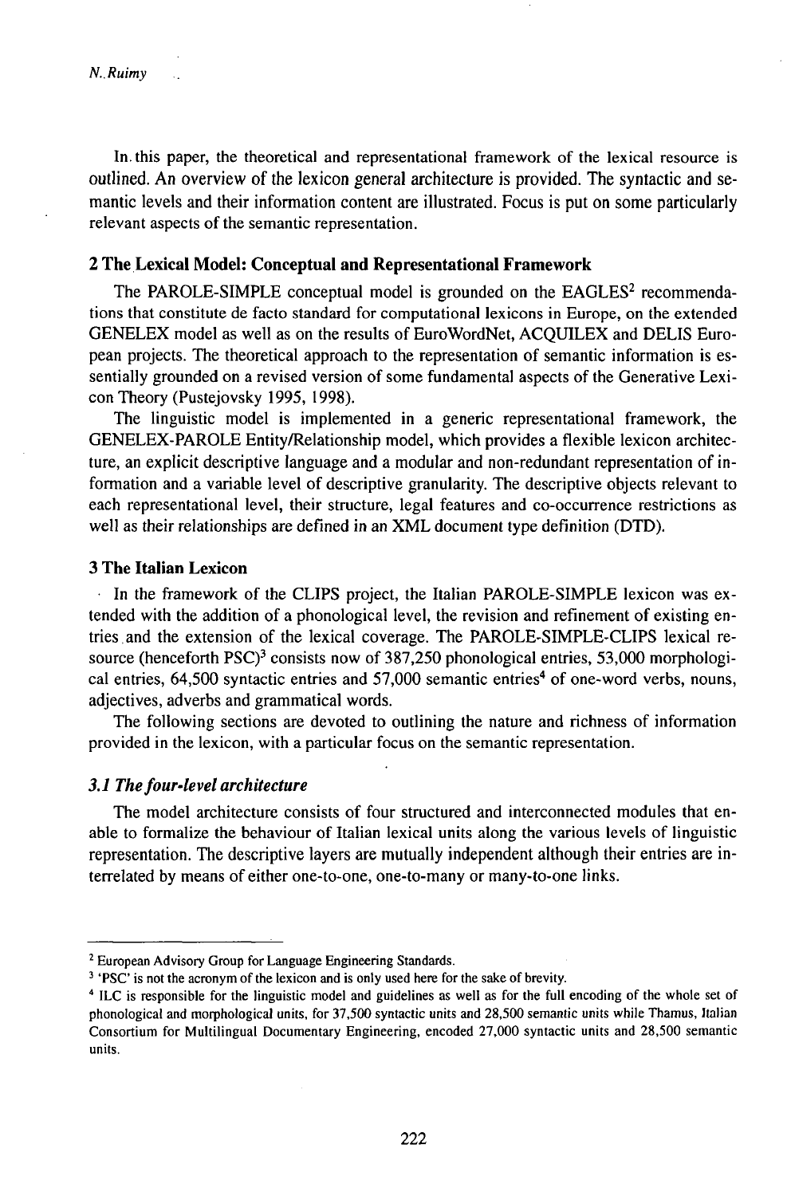In this paper, the theoretical and representational framework of the lexical resource is outlined. An overview of the lexicon general architecture is provided. The syntactic and semantic levels and their information content are illustrated. Focus is put on some particularly relevant aspects of the semantic representation.

## 2 The Lexical Model: Conceptual and Representational Framework

The PAROLE-SIMPLE conceptual model is grounded on the EAGLES[2] recommendations that constitute de facto standard for computational lexicons in Europe, on the extended GENELEX model as well as on the results of EuroWordNet, ACQUILEX and DELIS European projects. The theoretical approach to the representation of semantic information is essentially grounded on a revised version of some fundamental aspects of the Generative Lexicon Theory (Pustejovsky 1995, 1998).

The linguistic model is implemented in a generic representational framework, the GENELEX-PAROLE Entity/Relationship model, which provides a flexible lexicon architecture, an explicit descriptive language and a modular and non-redundant representation of information and a variable level of descriptive granularity. The descriptive objects relevant to each representational level, their structure, legal features and co-occurrence restrictions as well as their relationships are defined in an XML document type definition (DTD).

## 3 The Italian Lexicon

In the framework of the CLIPS project, the Italian PAROLE-SIMPLE lexicon was extended with the addition of a phonological level, the revision and refinement of existing entries and the extension of the lexical coverage. The PAROLE-SIMPLE-CLIPS lexical resource (henceforth PSC)[3] consists now of 387,250 phonological entries, 53,000 morphological entries, 64,500 syntactic entries and 57,000 semantic entries[4] of one-word verbs, nouns, adjectives, adverbs and grammatical words.

The following sections are devoted to outlining the nature and richness of information provided in the lexicon, with a particular focus on the semantic representation.

### *3.1 The four-level architecture*

The model architecture consists of four structured and interconnected modules that enable to formalize the behaviour of Italian lexical units along the various levels of linguistic representation. The descriptive layers are mutually independent although their entries are interrelated by means of either one-to-one, one-to-many or many-to-one links.

---

[2] European Advisory Group for Language Engineering Standards.

[3] 'PSC' is not the acronym of the lexicon and is only used here for the sake of brevity.

[4] ILC is responsible for the linguistic model and guidelines as well as for the full encoding of the whole set of phonological and morphological units, for 37,500 syntactic units and 28,500 semantic units while Thamus, Italian Consortium for Multilingual Documentary Engineering, encoded 27,000 syntactic units and 28,500 semantic units.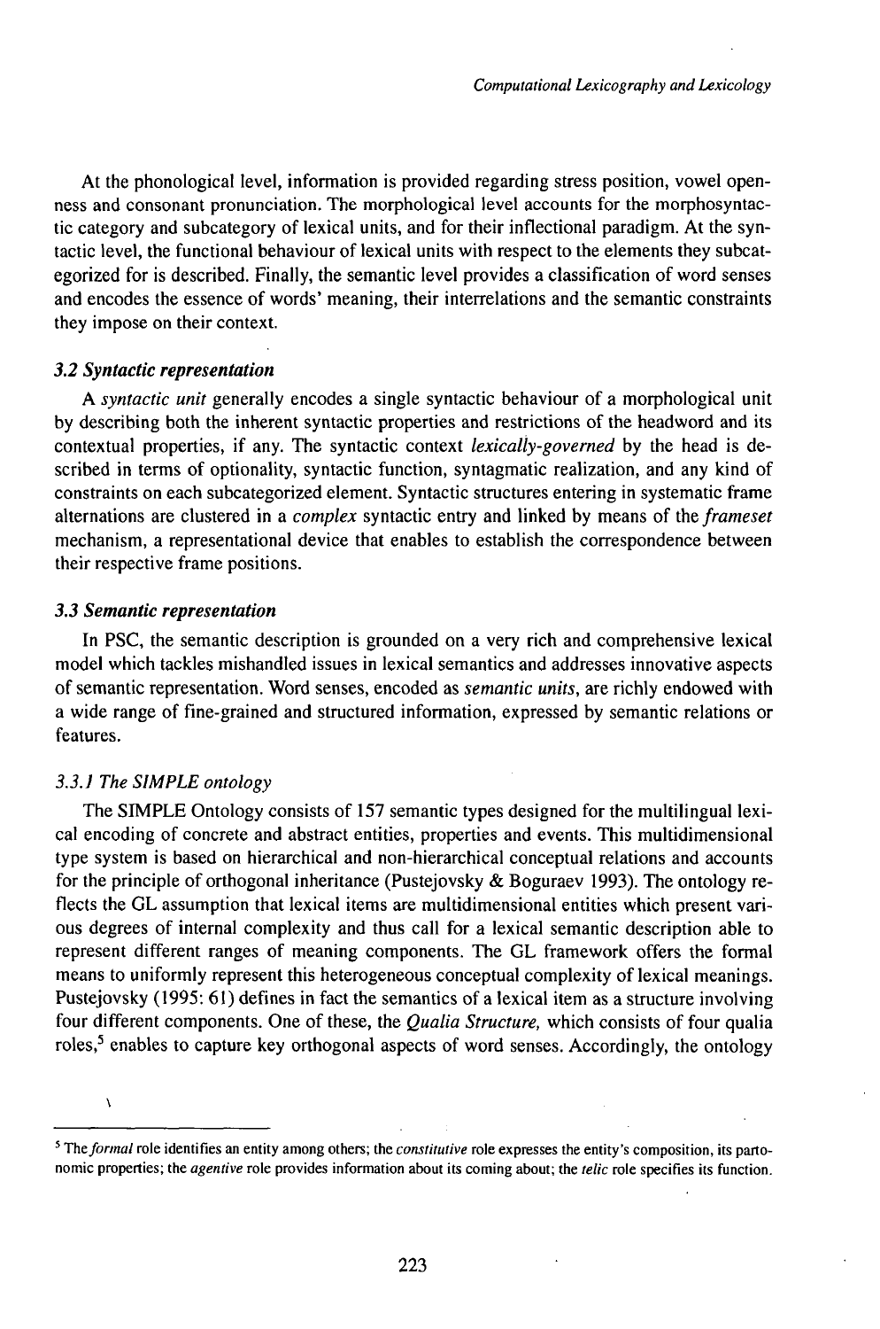At the phonological level, information is provided regarding stress position, vowel openness and consonant pronunciation. The morphological level accounts for the morphosyntactic category and subcategory of lexical units, and for their inflectional paradigm. At the syntactic level, the functional behaviour of lexical units with respect to the elements they subcategorized for is described. Finally, the semantic level provides a classification of word senses and encodes the essence of words' meaning, their interrelations and the semantic constraints they impose on their context.

### *3.2 Syntactic representation*

A *syntactic unit* generally encodes a single syntactic behaviour of a morphological unit by describing both the inherent syntactic properties and restrictions of the headword and its contextual properties, if any. The syntactic context *lexically-governed* by the head is described in terms of optionality, syntactic function, syntagmatic realization, and any kind of constraints on each subcategorized element. Syntactic structures entering in systematic frame alternations are clustered in a *complex* syntactic entry and linked by means of the *frameset* mechanism, a representational device that enables to establish the correspondence between their respective frame positions.

### *3.3 Semantic representation*

In PSC, the semantic description is grounded on a very rich and comprehensive lexical model which tackles mishandled issues in lexical semantics and addresses innovative aspects of semantic representation. Word senses, encoded as *semantic units*, are richly endowed with a wide range of fine-grained and structured information, expressed by semantic relations or features.

#### *3.3.1 The SIMPLE ontology*

The SIMPLE Ontology consists of 157 semantic types designed for the multilingual lexical encoding of concrete and abstract entities, properties and events. This multidimensional type system is based on hierarchical and non-hierarchical conceptual relations and accounts for the principle of orthogonal inheritance (Pustejovsky & Boguraev 1993). The ontology reflects the GL assumption that lexical items are multidimensional entities which present various degrees of internal complexity and thus call for a lexical semantic description able to represent different ranges of meaning components. The GL framework offers the formal means to uniformly represent this heterogeneous conceptual complexity of lexical meanings. Pustejovsky (1995: 61) defines in fact the semantics of a lexical item as a structure involving four different components. One of these, the *Qualia Structure,* which consists of four qualia roles,[5] enables to capture key orthogonal aspects of word senses. Accordingly, the ontology

---

[5] The *formal* role identifies an entity among others; the *constitutive* role expresses the entity's composition, its partonomic properties; the *agentive* role provides information about its coming about; the *telic* role specifies its function.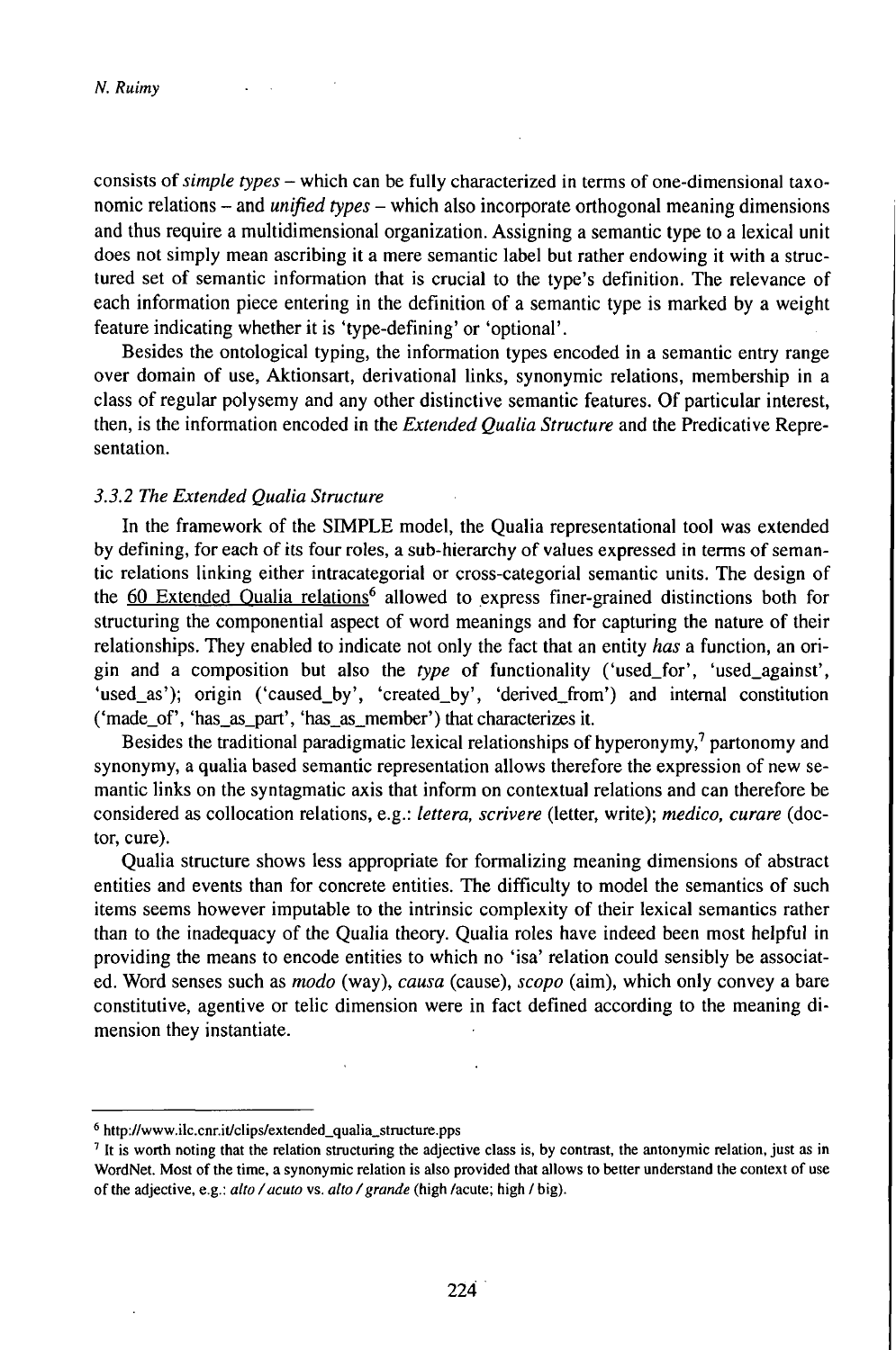consists of *simple types* – which can be fully characterized in terms of one-dimensional taxonomic relations – and *unified types* – which also incorporate orthogonal meaning dimensions and thus require a multidimensional organization. Assigning a semantic type to a lexical unit does not simply mean ascribing it a mere semantic label but rather endowing it with a structured set of semantic information that is crucial to the type's definition. The relevance of each information piece entering in the definition of a semantic type is marked by a weight feature indicating whether it is 'type-defining' or 'optional'.

Besides the ontological typing, the information types encoded in a semantic entry range over domain of use, Aktionsart, derivational links, synonymic relations, membership in a class of regular polysemy and any other distinctive semantic features. Of particular interest, then, is the information encoded in the *Extended Qualia Structure* and the Predicative Representation.

### *3.3.2 The Extended Qualia Structure*

In the framework of the SIMPLE model, the Qualia representational tool was extended by defining, for each of its four roles, a sub-hierarchy of values expressed in terms of semantic relations linking either intracategorial or cross-categorial semantic units. The design of the 60 Extended Qualia relations[6] allowed to express finer-grained distinctions both for structuring the componential aspect of word meanings and for capturing the nature of their relationships. They enabled to indicate not only the fact that an entity *has* a function, an origin and a composition but also the *type* of functionality ('used_for', 'used_against', 'used_as'); origin ('caused_by', 'created_by', 'derived_from') and internal constitution ('made_of', 'has_as_part', 'has_as_member') that characterizes it.

Besides the traditional paradigmatic lexical relationships of hyperonymy,[7] partonomy and synonymy, a qualia based semantic representation allows therefore the expression of new semantic links on the syntagmatic axis that inform on contextual relations and can therefore be considered as collocation relations, e.g.: *lettera, scrivere* (letter, write); *medico, curare* (doctor, cure).

Qualia structure shows less appropriate for formalizing meaning dimensions of abstract entities and events than for concrete entities. The difficulty to model the semantics of such items seems however imputable to the intrinsic complexity of their lexical semantics rather than to the inadequacy of the Qualia theory. Qualia roles have indeed been most helpful in providing the means to encode entities to which no 'isa' relation could sensibly be associated. Word senses such as *modo* (way), *causa* (cause), *scopo* (aim), which only convey a bare constitutive, agentive or telic dimension were in fact defined according to the meaning dimension they instantiate.

---

[6] http://www.ilc.cnr.it/clips/extended_qualia_structure.pps

[7] It is worth noting that the relation structuring the adjective class is, by contrast, the antonymic relation, just as in WordNet. Most of the time, a synonymic relation is also provided that allows to better understand the context of use of the adjective, e.g.: *alto / acuto* vs. *alto / grande* (high /acute; high / big).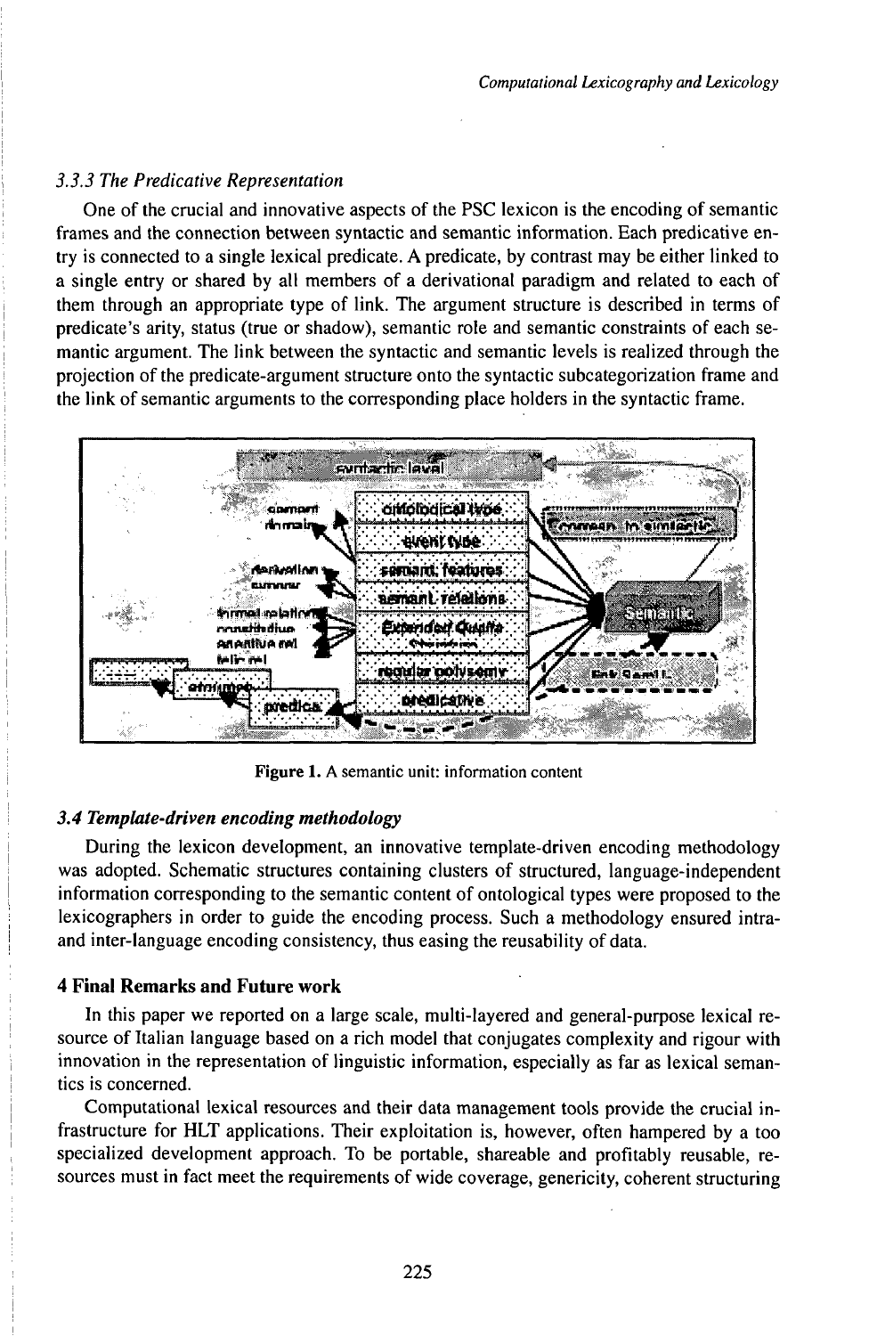### 3.3.3 The Predicative Representation

One of the crucial and innovative aspects of the PSC lexicon is the encoding of semantic frames and the connection between syntactic and semantic information. Each predicative entry is connected to a single lexical predicate. A predicate, by contrast may be either linked to a single entry or shared by all members of a derivational paradigm and related to each of them through an appropriate type of link. The argument structure is described in terms of predicate's arity, status (true or shadow), semantic role and semantic constraints of each semantic argument. The link between the syntactic and semantic levels is realized through the projection of the predicate-argument structure onto the syntactic subcategorization frame and the link of semantic arguments to the corresponding place holders in the syntactic frame.

**Figure 1.** A semantic unit: information content

### 3.4 Template-driven encoding methodology

During the lexicon development, an innovative template-driven encoding methodology was adopted. Schematic structures containing clusters of structured, language-independent information corresponding to the semantic content of ontological types were proposed to the lexicographers in order to guide the encoding process. Such a methodology ensured intra- and inter-language encoding consistency, thus easing the reusability of data.

## 4 Final Remarks and Future work

In this paper we reported on a large scale, multi-layered and general-purpose lexical resource of Italian language based on a rich model that conjugates complexity and rigour with innovation in the representation of linguistic information, especially as far as lexical semantics is concerned.

Computational lexical resources and their data management tools provide the crucial infrastructure for HLT applications. Their exploitation is, however, often hampered by a too specialized development approach. To be portable, shareable and profitably reusable, resources must in fact meet the requirements of wide coverage, genericity, coherent structuring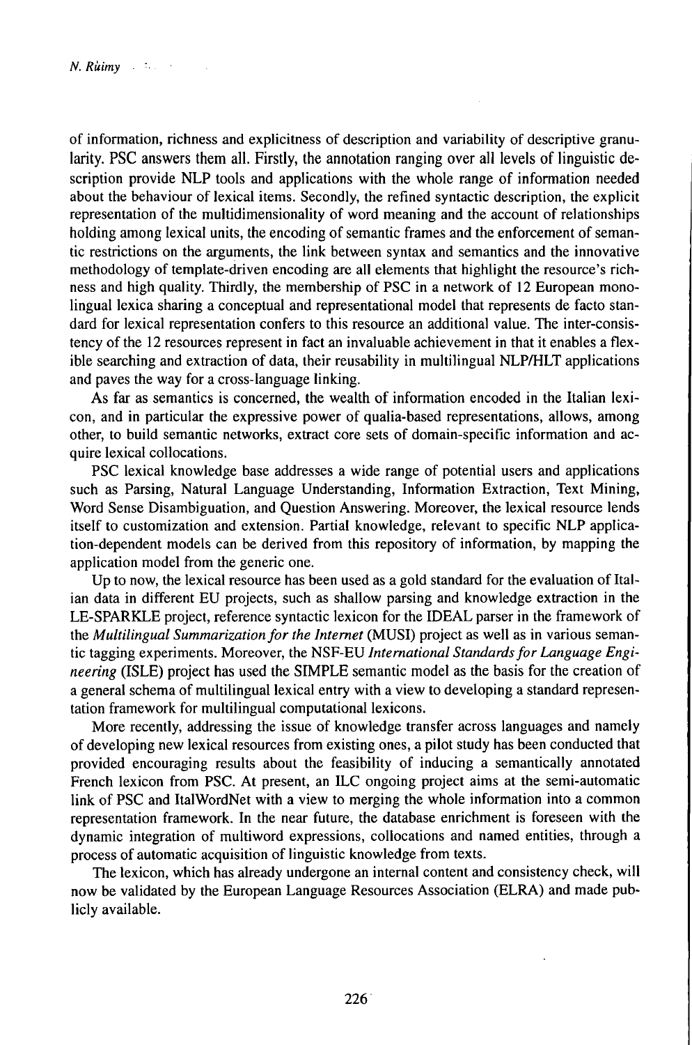of information, richness and explicitness of description and variability of descriptive granularity. PSC answers them all. Firstly, the annotation ranging over all levels of linguistic description provide NLP tools and applications with the whole range of information needed about the behaviour of lexical items. Secondly, the refined syntactic description, the explicit representation of the multidimensionality of word meaning and the account of relationships holding among lexical units, the encoding of semantic frames and the enforcement of semantic restrictions on the arguments, the link between syntax and semantics and the innovative methodology of template-driven encoding are all elements that highlight the resource's richness and high quality. Thirdly, the membership of PSC in a network of 12 European monolingual lexica sharing a conceptual and representational model that represents de facto standard for lexical representation confers to this resource an additional value. The inter-consistency of the 12 resources represent in fact an invaluable achievement in that it enables a flexible searching and extraction of data, their reusability in multilingual NLP/HLT applications and paves the way for a cross-language linking.

As far as semantics is concerned, the wealth of information encoded in the Italian lexicon, and in particular the expressive power of qualia-based representations, allows, among other, to build semantic networks, extract core sets of domain-specific information and acquire lexical collocations.

PSC lexical knowledge base addresses a wide range of potential users and applications such as Parsing, Natural Language Understanding, Information Extraction, Text Mining, Word Sense Disambiguation, and Question Answering. Moreover, the lexical resource lends itself to customization and extension. Partial knowledge, relevant to specific NLP application-dependent models can be derived from this repository of information, by mapping the application model from the generic one.

Up to now, the lexical resource has been used as a gold standard for the evaluation of Italian data in different EU projects, such as shallow parsing and knowledge extraction in the LE-SPARKLE project, reference syntactic lexicon for the IDEAL parser in the framework of the *Multilingual Summarization for the Internet* (MUSI) project as well as in various semantic tagging experiments. Moreover, the NSF-EU *International Standards for Language Engineering* (ISLE) project has used the SIMPLE semantic model as the basis for the creation of a general schema of multilingual lexical entry with a view to developing a standard representation framework for multilingual computational lexicons.

More recently, addressing the issue of knowledge transfer across languages and namely of developing new lexical resources from existing ones, a pilot study has been conducted that provided encouraging results about the feasibility of inducing a semantically annotated French lexicon from PSC. At present, an ILC ongoing project aims at the semi-automatic link of PSC and ItalWordNet with a view to merging the whole information into a common representation framework. In the near future, the database enrichment is foreseen with the dynamic integration of multiword expressions, collocations and named entities, through a process of automatic acquisition of linguistic knowledge from texts.

The lexicon, which has already undergone an internal content and consistency check, will now be validated by the European Language Resources Association (ELRA) and made publicly available.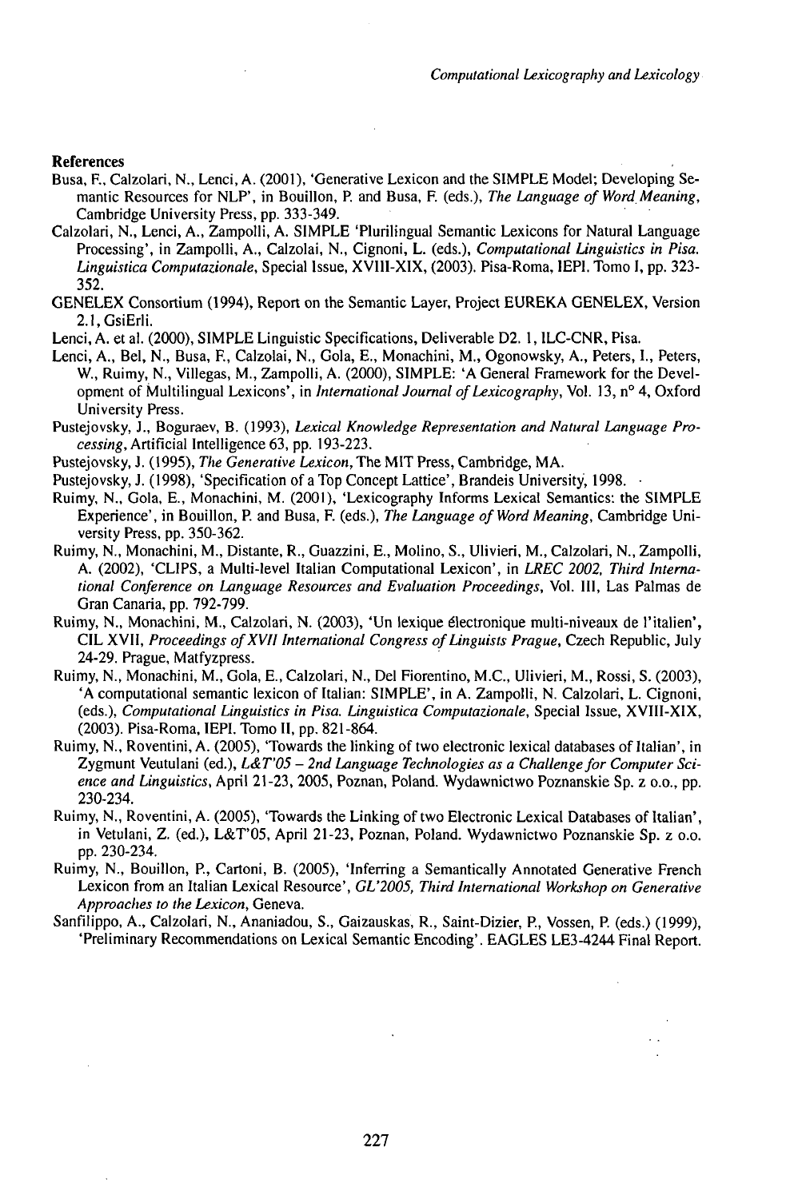**References**

Busa, F., Calzolari, N., Lenci, A. (2001), 'Generative Lexicon and the SIMPLE Model; Developing Semantic Resources for NLP', in Bouillon, P. and Busa, F. (eds.), *The Language of Word Meaning*, Cambridge University Press, pp. 333-349.

Calzolari, N., Lenci, A., Zampolli, A. SIMPLE 'Plurilingual Semantic Lexicons for Natural Language Processing', in Zampolli, A., Calzolai, N., Cignoni, L. (eds.), *Computational Linguistics in Pisa. Linguistica Computazionale*, Special Issue, XVIII-XIX, (2003). Pisa-Roma, IEPI. Tomo I, pp. 323-352.

GENELEX Consortium (1994), Report on the Semantic Layer, Project EUREKA GENELEX, Version 2.1, GsiErli.

Lenci, A. et al. (2000), SIMPLE Linguistic Specifications, Deliverable D2. 1, ILC-CNR, Pisa.

Lenci, A., Bel, N., Busa, F., Calzolai, N., Gola, E., Monachini, M., Ogonowsky, A., Peters, I., Peters, W., Ruimy, N., Villegas, M., Zampolli, A. (2000), SIMPLE: 'A General Framework for the Development of Multilingual Lexicons', in *International Journal of Lexicography*, Vol. 13, n° 4, Oxford University Press.

Pustejovsky, J., Boguraev, B. (1993), *Lexical Knowledge Representation and Natural Language Processing*, Artificial Intelligence 63, pp. 193-223.

Pustejovsky, J. (1995), *The Generative Lexicon*, The MIT Press, Cambridge, MA.

Pustejovsky, J. (1998), 'Specification of a Top Concept Lattice', Brandeis University, 1998.

Ruimy, N., Gola, E., Monachini, M. (2001), 'Lexicography Informs Lexical Semantics: the SIMPLE Experience', in Bouillon, P. and Busa, F. (eds.), *The Language of Word Meaning*, Cambridge University Press, pp. 350-362.

Ruimy, N., Monachini, M., Distante, R., Guazzini, E., Molino, S., Ulivieri, M., Calzolari, N., Zampolli, A. (2002), 'CLIPS, a Multi-level Italian Computational Lexicon', in *LREC 2002, Third International Conference on Language Resources and Evaluation Proceedings*, Vol. III, Las Palmas de Gran Canaria, pp. 792-799.

Ruimy, N., Monachini, M., Calzolari, N. (2003), 'Un lexique électronique multi-niveaux de l'italien', CIL XVII, *Proceedings of XVII International Congress of Linguists Prague*, Czech Republic, July 24-29. Prague, Matfyzpress.

Ruimy, N., Monachini, M., Gola, E., Calzolari, N., Del Fiorentino, M.C., Ulivieri, M., Rossi, S. (2003), 'A computational semantic lexicon of Italian: SIMPLE', in A. Zampolli, N. Calzolari, L. Cignoni, (eds.), *Computational Linguistics in Pisa. Linguistica Computazionale*, Special Issue, XVIII-XIX, (2003). Pisa-Roma, IEPI. Tomo II, pp. 821-864.

Ruimy, N., Roventini, A. (2005), 'Towards the linking of two electronic lexical databases of Italian', in Zygmunt Veutulani (ed.), *L&T'05 – 2nd Language Technologies as a Challenge for Computer Science and Linguistics*, April 21-23, 2005, Poznan, Poland. Wydawnictwo Poznanskie Sp. z o.o., pp. 230-234.

Ruimy, N., Roventini, A. (2005), 'Towards the Linking of two Electronic Lexical Databases of Italian', in Vetulani, Z. (ed.), L&T'05, April 21-23, Poznan, Poland. Wydawnictwo Poznanskie Sp. z o.o. pp. 230-234.

Ruimy, N., Bouillon, P., Cartoni, B. (2005), 'Inferring a Semantically Annotated Generative French Lexicon from an Italian Lexical Resource', *GL'2005, Third International Workshop on Generative Approaches to the Lexicon*, Geneva.

Sanfilippo, A., Calzolari, N., Ananiadou, S., Gaizauskas, R., Saint-Dizier, P., Vossen, P. (eds.) (1999), 'Preliminary Recommendations on Lexical Semantic Encoding'. EAGLES LE3-4244 Final Report.